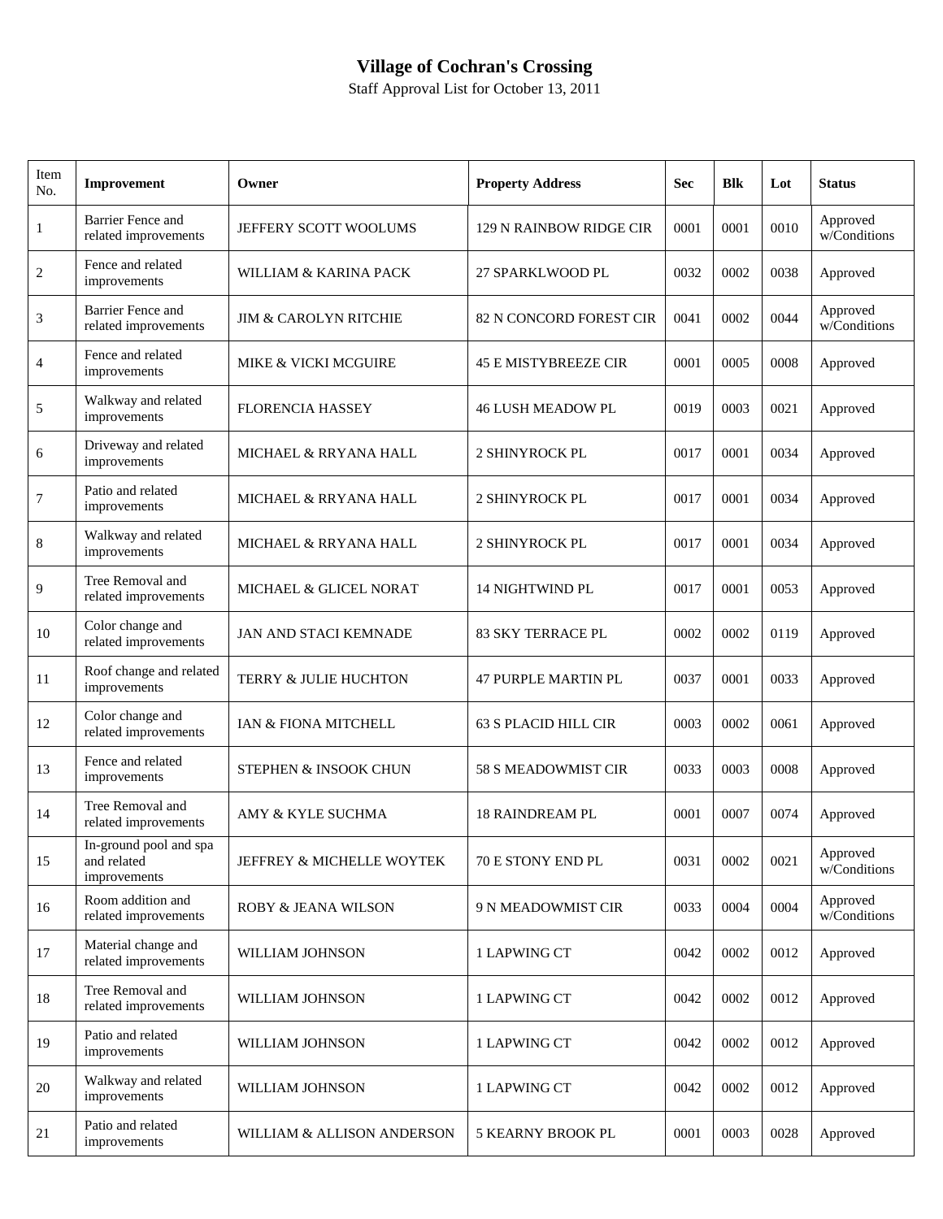# Village of Cochran's Crossing

Staff Approval List for October 13, 2011

| Item No. | Improvement | Owner | Property Address | Sec | Blk | Lot | Status |
|---|---|---|---|---|---|---|---|
| 1 | Barrier Fence and related improvements | JEFFERY SCOTT WOOLUMS | 129 N RAINBOW RIDGE CIR | 0001 | 0001 | 0010 | Approved w/Conditions |
| 2 | Fence and related improvements | WILLIAM & KARINA PACK | 27 SPARKLWOOD PL | 0032 | 0002 | 0038 | Approved |
| 3 | Barrier Fence and related improvements | JIM & CAROLYN RITCHIE | 82 N CONCORD FOREST CIR | 0041 | 0002 | 0044 | Approved w/Conditions |
| 4 | Fence and related improvements | MIKE & VICKI MCGUIRE | 45 E MISTYBREEZE CIR | 0001 | 0005 | 0008 | Approved |
| 5 | Walkway and related improvements | FLORENCIA HASSEY | 46 LUSH MEADOW PL | 0019 | 0003 | 0021 | Approved |
| 6 | Driveway and related improvements | MICHAEL & RRYANA HALL | 2 SHINYROCK PL | 0017 | 0001 | 0034 | Approved |
| 7 | Patio and related improvements | MICHAEL & RRYANA HALL | 2 SHINYROCK PL | 0017 | 0001 | 0034 | Approved |
| 8 | Walkway and related improvements | MICHAEL & RRYANA HALL | 2 SHINYROCK PL | 0017 | 0001 | 0034 | Approved |
| 9 | Tree Removal and related improvements | MICHAEL & GLICEL NORAT | 14 NIGHTWIND PL | 0017 | 0001 | 0053 | Approved |
| 10 | Color change and related improvements | JAN AND STACI KEMNADE | 83 SKY TERRACE PL | 0002 | 0002 | 0119 | Approved |
| 11 | Roof change and related improvements | TERRY & JULIE HUCHTON | 47 PURPLE MARTIN PL | 0037 | 0001 | 0033 | Approved |
| 12 | Color change and related improvements | IAN & FIONA MITCHELL | 63 S PLACID HILL CIR | 0003 | 0002 | 0061 | Approved |
| 13 | Fence and related improvements | STEPHEN & INSOOK CHUN | 58 S MEADOWMIST CIR | 0033 | 0003 | 0008 | Approved |
| 14 | Tree Removal and related improvements | AMY & KYLE SUCHMA | 18 RAINDREAM PL | 0001 | 0007 | 0074 | Approved |
| 15 | In-ground pool and spa and related improvements | JEFFREY & MICHELLE WOYTEK | 70 E STONY END PL | 0031 | 0002 | 0021 | Approved w/Conditions |
| 16 | Room addition and related improvements | ROBY & JEANA WILSON | 9 N MEADOWMIST CIR | 0033 | 0004 | 0004 | Approved w/Conditions |
| 17 | Material change and related improvements | WILLIAM JOHNSON | 1 LAPWING CT | 0042 | 0002 | 0012 | Approved |
| 18 | Tree Removal and related improvements | WILLIAM JOHNSON | 1 LAPWING CT | 0042 | 0002 | 0012 | Approved |
| 19 | Patio and related improvements | WILLIAM JOHNSON | 1 LAPWING CT | 0042 | 0002 | 0012 | Approved |
| 20 | Walkway and related improvements | WILLIAM JOHNSON | 1 LAPWING CT | 0042 | 0002 | 0012 | Approved |
| 21 | Patio and related improvements | WILLIAM & ALLISON ANDERSON | 5 KEARNY BROOK PL | 0001 | 0003 | 0028 | Approved |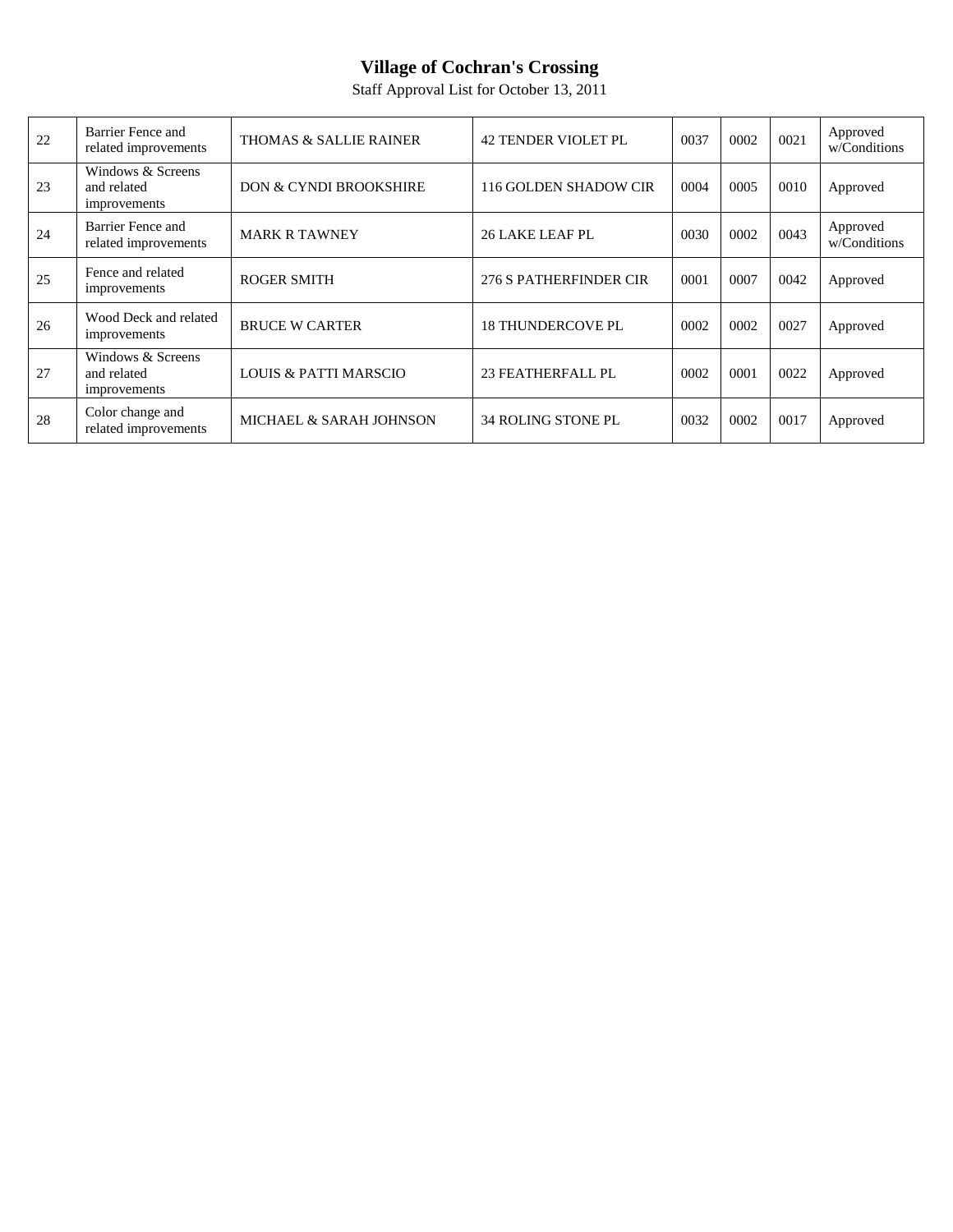# Village of Cochran's Crossing

Staff Approval List for October 13, 2011

| | | | | | | | |
|---|---|---|---|---|---|---|---|
| 22 | Barrier Fence and related improvements | THOMAS & SALLIE RAINER | 42 TENDER VIOLET PL | 0037 | 0002 | 0021 | Approved w/Conditions |
| 23 | Windows & Screens and related improvements | DON & CYNDI BROOKSHIRE | 116 GOLDEN SHADOW CIR | 0004 | 0005 | 0010 | Approved |
| 24 | Barrier Fence and related improvements | MARK R TAWNEY | 26 LAKE LEAF PL | 0030 | 0002 | 0043 | Approved w/Conditions |
| 25 | Fence and related improvements | ROGER SMITH | 276 S PATHERFINDER CIR | 0001 | 0007 | 0042 | Approved |
| 26 | Wood Deck and related improvements | BRUCE W CARTER | 18 THUNDERCOVE PL | 0002 | 0002 | 0027 | Approved |
| 27 | Windows & Screens and related improvements | LOUIS & PATTI MARSCIO | 23 FEATHERFALL PL | 0002 | 0001 | 0022 | Approved |
| 28 | Color change and related improvements | MICHAEL & SARAH JOHNSON | 34 ROLING STONE PL | 0032 | 0002 | 0017 | Approved |